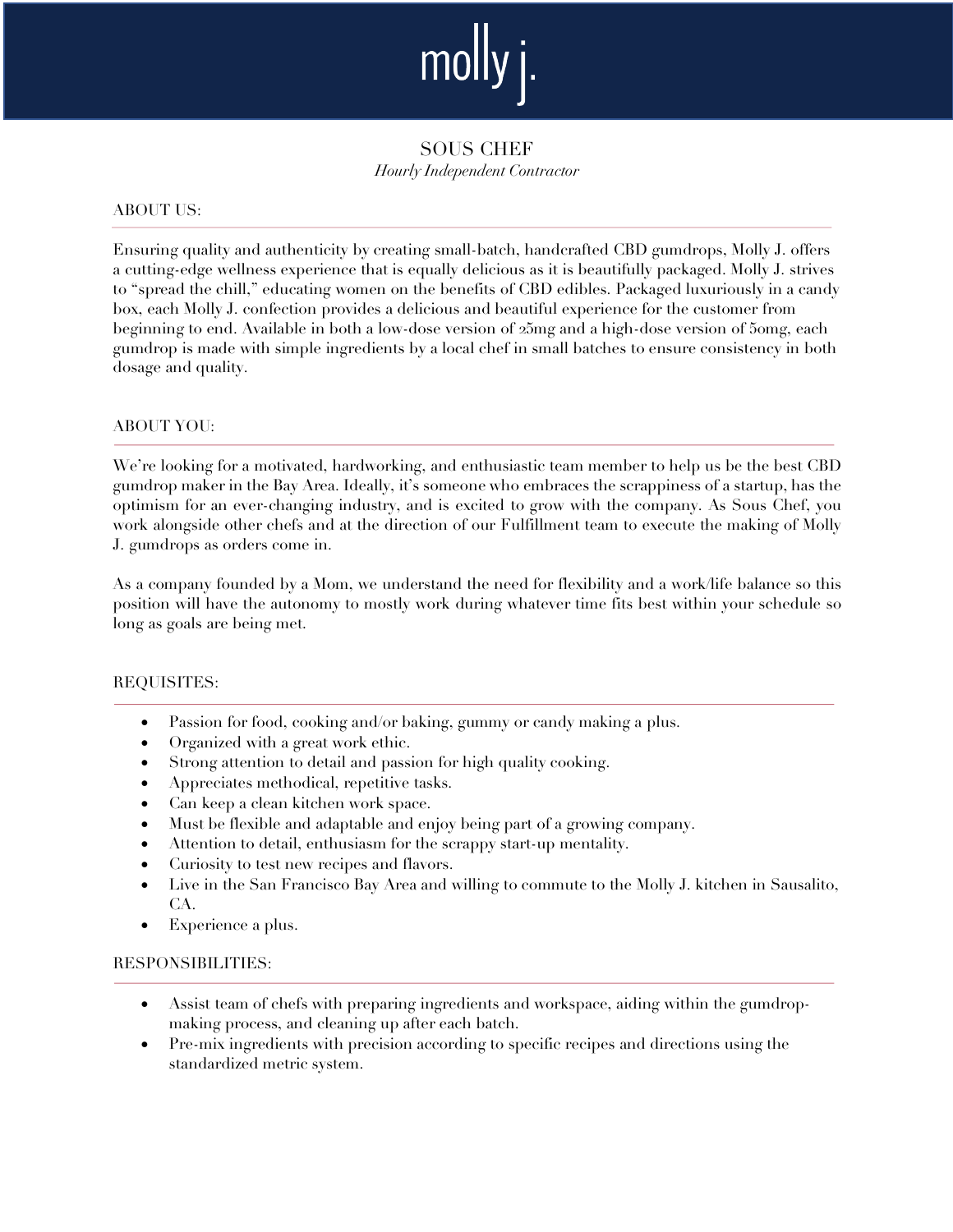# molly j.

## SOUS CHEF

*Hourly Independent Contractor*

### ABOUT US:

Ensuring quality and authenticity by creating small-batch, handcrafted CBD gumdrops, Molly J. offers a cutting-edge wellness experience that is equally delicious as it is beautifully packaged. Molly J. strives to "spread the chill," educating women on the benefits of CBD edibles. Packaged luxuriously in a candy box, each Molly J. confection provides a delicious and beautiful experience for the customer from beginning to end. Available in both a low-dose version of 25mg and a high-dose version of 50mg, each gumdrop is made with simple ingredients by a local chef in small batches to ensure consistency in both dosage and quality.

### ABOUT YOU:

We're looking for a motivated, hardworking, and enthusiastic team member to help us be the best CBD gumdrop maker in the Bay Area. Ideally, it's someone who embraces the scrappiness of a startup, has the optimism for an ever-changing industry, and is excited to grow with the company. As Sous Chef, you work alongside other chefs and at the direction of our Fulfillment team to execute the making of Molly J. gumdrops as orders come in.

As a company founded by a Mom, we understand the need for flexibility and a work/life balance so this position will have the autonomy to mostly work during whatever time fits best within your schedule so long as goals are being met.

### REQUISITES:

- Passion for food, cooking and/or baking, gummy or candy making a plus.
- Organized with a great work ethic.
- Strong attention to detail and passion for high quality cooking.
- Appreciates methodical, repetitive tasks.
- Can keep a clean kitchen work space.
- Must be flexible and adaptable and enjoy being part of a growing company.
- Attention to detail, enthusiasm for the scrappy start-up mentality.
- Curiosity to test new recipes and flavors.
- Live in the San Francisco Bay Area and willing to commute to the Molly J. kitchen in Sausalito, CA.
- Experience a plus.

### RESPONSIBILITIES:

- Assist team of chefs with preparing ingredients and workspace, aiding within the gumdrop-making process, and cleaning up after each batch.
- Pre-mix ingredients with precision according to specific recipes and directions using the standardized metric system.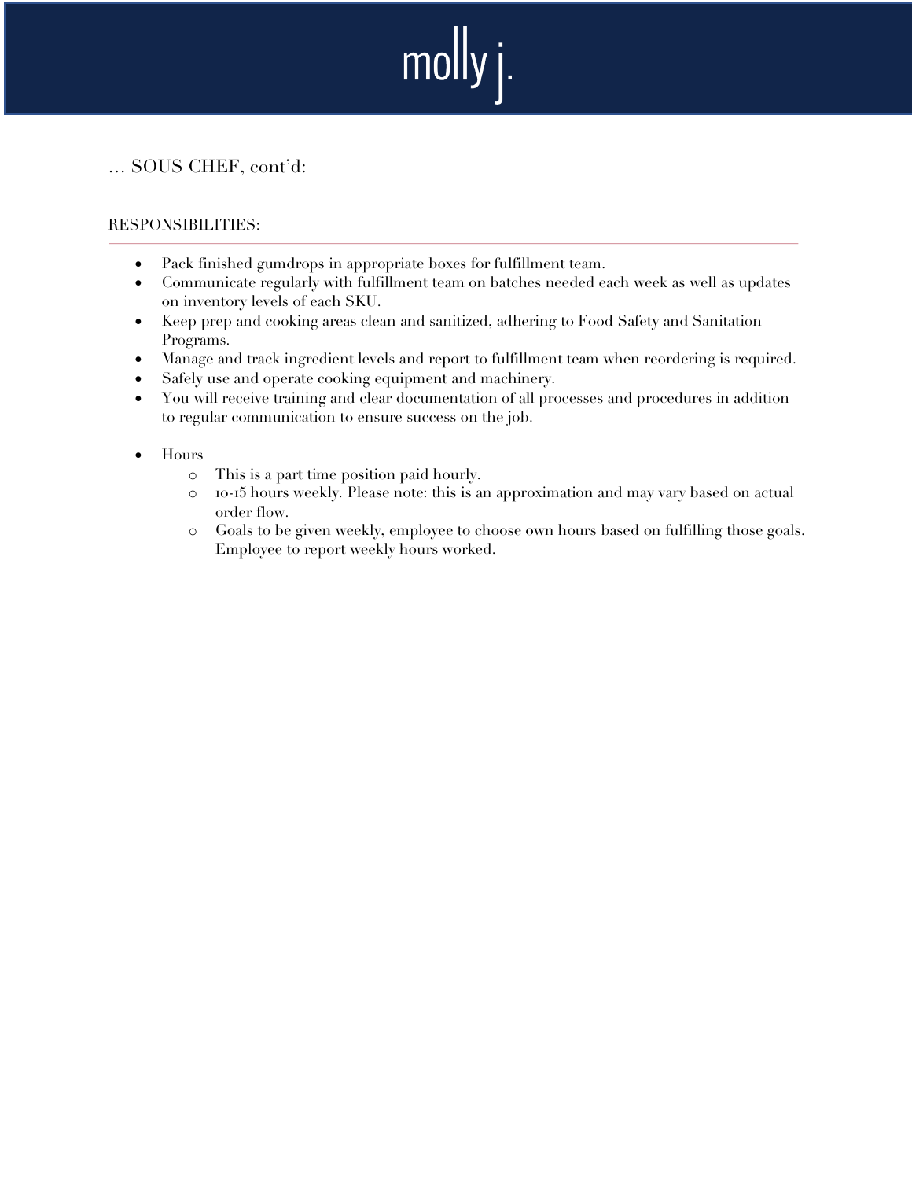… SOUS CHEF, cont'd:

RESPONSIBILITIES:

- Pack finished gumdrops in appropriate boxes for fulfillment team.
- Communicate regularly with fulfillment team on batches needed each week as well as updates on inventory levels of each SKU.
- Keep prep and cooking areas clean and sanitized, adhering to Food Safety and Sanitation Programs.
- Manage and track ingredient levels and report to fulfillment team when reordering is required.
- Safely use and operate cooking equipment and machinery.
- You will receive training and clear documentation of all processes and procedures in addition to regular communication to ensure success on the job.

- Hours
  - This is a part time position paid hourly.
  - 10-15 hours weekly. Please note: this is an approximation and may vary based on actual order flow.
  - Goals to be given weekly, employee to choose own hours based on fulfilling those goals. Employee to report weekly hours worked.